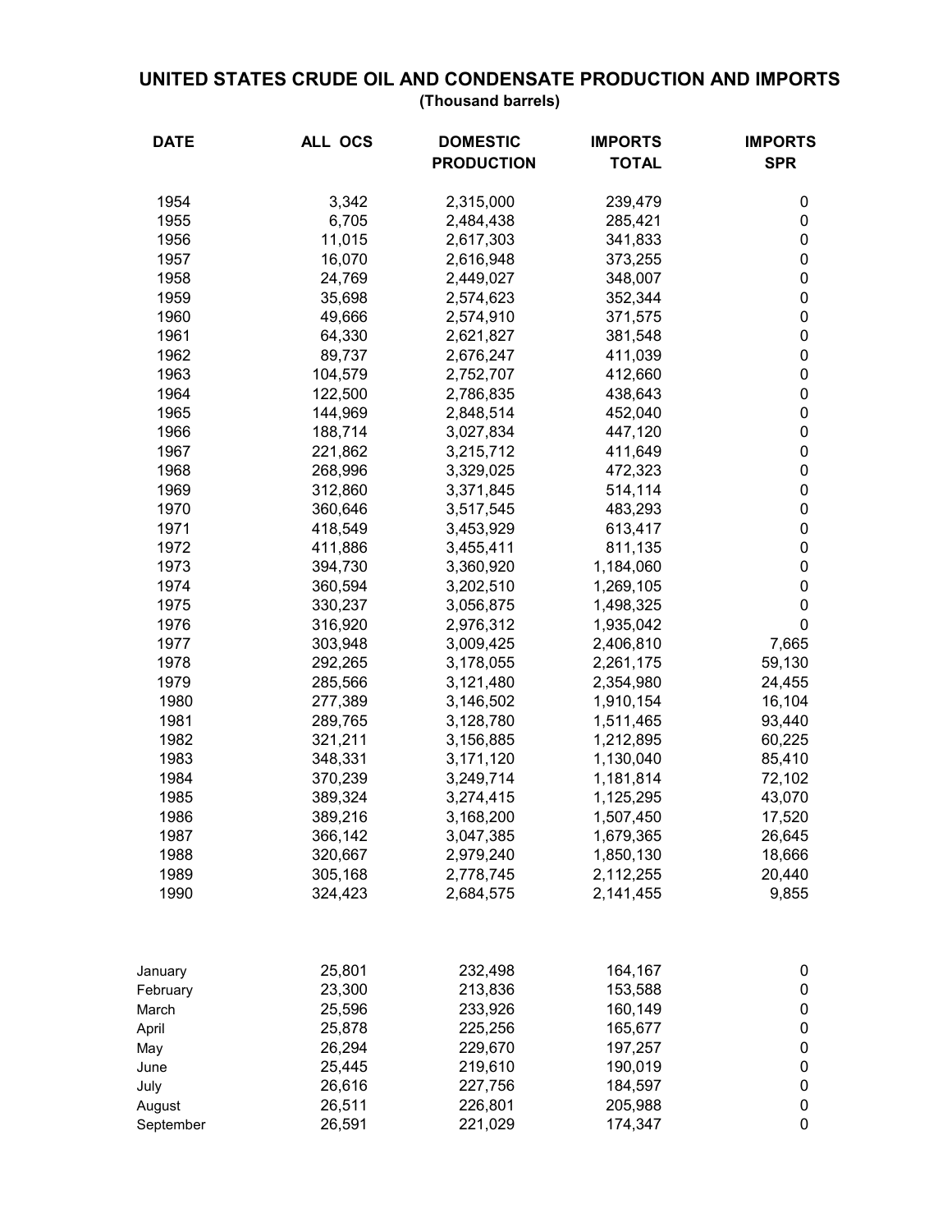# UNITED STATES CRUDE OIL AND CONDENSATE PRODUCTION AND IMPORTS

**(Thousand barrels)**

| DATE | ALL OCS | DOMESTIC PRODUCTION | IMPORTS TOTAL | IMPORTS SPR |
|---|---|---|---|---|
| 1954 | 3,342 | 2,315,000 | 239,479 | 0 |
| 1955 | 6,705 | 2,484,438 | 285,421 | 0 |
| 1956 | 11,015 | 2,617,303 | 341,833 | 0 |
| 1957 | 16,070 | 2,616,948 | 373,255 | 0 |
| 1958 | 24,769 | 2,449,027 | 348,007 | 0 |
| 1959 | 35,698 | 2,574,623 | 352,344 | 0 |
| 1960 | 49,666 | 2,574,910 | 371,575 | 0 |
| 1961 | 64,330 | 2,621,827 | 381,548 | 0 |
| 1962 | 89,737 | 2,676,247 | 411,039 | 0 |
| 1963 | 104,579 | 2,752,707 | 412,660 | 0 |
| 1964 | 122,500 | 2,786,835 | 438,643 | 0 |
| 1965 | 144,969 | 2,848,514 | 452,040 | 0 |
| 1966 | 188,714 | 3,027,834 | 447,120 | 0 |
| 1967 | 221,862 | 3,215,712 | 411,649 | 0 |
| 1968 | 268,996 | 3,329,025 | 472,323 | 0 |
| 1969 | 312,860 | 3,371,845 | 514,114 | 0 |
| 1970 | 360,646 | 3,517,545 | 483,293 | 0 |
| 1971 | 418,549 | 3,453,929 | 613,417 | 0 |
| 1972 | 411,886 | 3,455,411 | 811,135 | 0 |
| 1973 | 394,730 | 3,360,920 | 1,184,060 | 0 |
| 1974 | 360,594 | 3,202,510 | 1,269,105 | 0 |
| 1975 | 330,237 | 3,056,875 | 1,498,325 | 0 |
| 1976 | 316,920 | 2,976,312 | 1,935,042 | 0 |
| 1977 | 303,948 | 3,009,425 | 2,406,810 | 7,665 |
| 1978 | 292,265 | 3,178,055 | 2,261,175 | 59,130 |
| 1979 | 285,566 | 3,121,480 | 2,354,980 | 24,455 |
| 1980 | 277,389 | 3,146,502 | 1,910,154 | 16,104 |
| 1981 | 289,765 | 3,128,780 | 1,511,465 | 93,440 |
| 1982 | 321,211 | 3,156,885 | 1,212,895 | 60,225 |
| 1983 | 348,331 | 3,171,120 | 1,130,040 | 85,410 |
| 1984 | 370,239 | 3,249,714 | 1,181,814 | 72,102 |
| 1985 | 389,324 | 3,274,415 | 1,125,295 | 43,070 |
| 1986 | 389,216 | 3,168,200 | 1,507,450 | 17,520 |
| 1987 | 366,142 | 3,047,385 | 1,679,365 | 26,645 |
| 1988 | 320,667 | 2,979,240 | 1,850,130 | 18,666 |
| 1989 | 305,168 | 2,778,745 | 2,112,255 | 20,440 |
| 1990 | 324,423 | 2,684,575 | 2,141,455 | 9,855 |
| | | | | |
| January | 25,801 | 232,498 | 164,167 | 0 |
| February | 23,300 | 213,836 | 153,588 | 0 |
| March | 25,596 | 233,926 | 160,149 | 0 |
| April | 25,878 | 225,256 | 165,677 | 0 |
| May | 26,294 | 229,670 | 197,257 | 0 |
| June | 25,445 | 219,610 | 190,019 | 0 |
| July | 26,616 | 227,756 | 184,597 | 0 |
| August | 26,511 | 226,801 | 205,988 | 0 |
| September | 26,591 | 221,029 | 174,347 | 0 |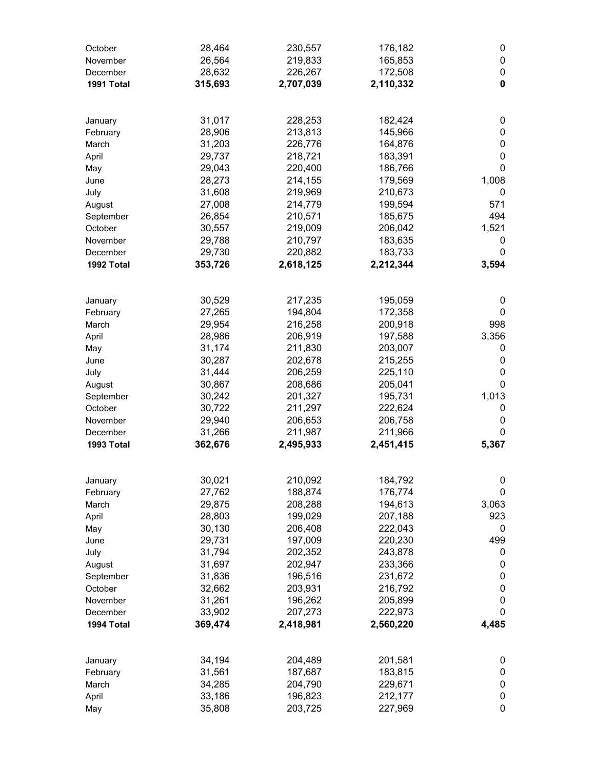| | | | | |
|---|---|---|---|---|
| October | 28,464 | 230,557 | 176,182 | 0 |
| November | 26,564 | 219,833 | 165,853 | 0 |
| December | 28,632 | 226,267 | 172,508 | 0 |
| **1991 Total** | **315,693** | **2,707,039** | **2,110,332** | **0** |
| | | | | |
| January | 31,017 | 228,253 | 182,424 | 0 |
| February | 28,906 | 213,813 | 145,966 | 0 |
| March | 31,203 | 226,776 | 164,876 | 0 |
| April | 29,737 | 218,721 | 183,391 | 0 |
| May | 29,043 | 220,400 | 186,766 | 0 |
| June | 28,273 | 214,155 | 179,569 | 1,008 |
| July | 31,608 | 219,969 | 210,673 | 0 |
| August | 27,008 | 214,779 | 199,594 | 571 |
| September | 26,854 | 210,571 | 185,675 | 494 |
| October | 30,557 | 219,009 | 206,042 | 1,521 |
| November | 29,788 | 210,797 | 183,635 | 0 |
| December | 29,730 | 220,882 | 183,733 | 0 |
| **1992 Total** | **353,726** | **2,618,125** | **2,212,344** | **3,594** |
| | | | | |
| January | 30,529 | 217,235 | 195,059 | 0 |
| February | 27,265 | 194,804 | 172,358 | 0 |
| March | 29,954 | 216,258 | 200,918 | 998 |
| April | 28,986 | 206,919 | 197,588 | 3,356 |
| May | 31,174 | 211,830 | 203,007 | 0 |
| June | 30,287 | 202,678 | 215,255 | 0 |
| July | 31,444 | 206,259 | 225,110 | 0 |
| August | 30,867 | 208,686 | 205,041 | 0 |
| September | 30,242 | 201,327 | 195,731 | 1,013 |
| October | 30,722 | 211,297 | 222,624 | 0 |
| November | 29,940 | 206,653 | 206,758 | 0 |
| December | 31,266 | 211,987 | 211,966 | 0 |
| **1993 Total** | **362,676** | **2,495,933** | **2,451,415** | **5,367** |
| | | | | |
| January | 30,021 | 210,092 | 184,792 | 0 |
| February | 27,762 | 188,874 | 176,774 | 0 |
| March | 29,875 | 208,288 | 194,613 | 3,063 |
| April | 28,803 | 199,029 | 207,188 | 923 |
| May | 30,130 | 206,408 | 222,043 | 0 |
| June | 29,731 | 197,009 | 220,230 | 499 |
| July | 31,794 | 202,352 | 243,878 | 0 |
| August | 31,697 | 202,947 | 233,366 | 0 |
| September | 31,836 | 196,516 | 231,672 | 0 |
| October | 32,662 | 203,931 | 216,792 | 0 |
| November | 31,261 | 196,262 | 205,899 | 0 |
| December | 33,902 | 207,273 | 222,973 | 0 |
| **1994 Total** | **369,474** | **2,418,981** | **2,560,220** | **4,485** |
| | | | | |
| January | 34,194 | 204,489 | 201,581 | 0 |
| February | 31,561 | 187,687 | 183,815 | 0 |
| March | 34,285 | 204,790 | 229,671 | 0 |
| April | 33,186 | 196,823 | 212,177 | 0 |
| May | 35,808 | 203,725 | 227,969 | 0 |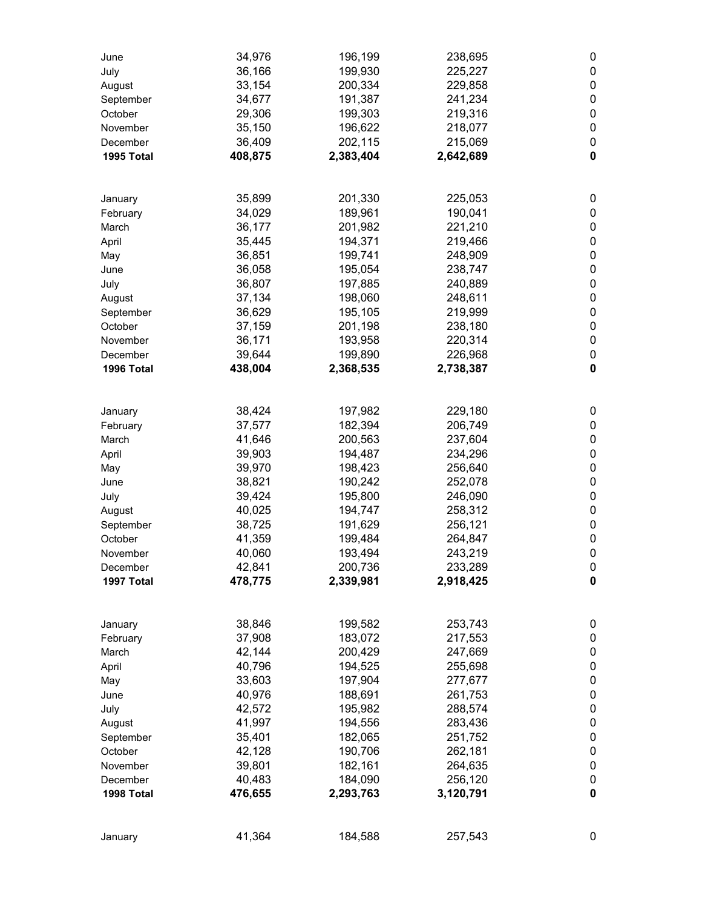| | | | | |
|---|---|---|---|---|
| June | 34,976 | 196,199 | 238,695 | 0 |
| July | 36,166 | 199,930 | 225,227 | 0 |
| August | 33,154 | 200,334 | 229,858 | 0 |
| September | 34,677 | 191,387 | 241,234 | 0 |
| October | 29,306 | 199,303 | 219,316 | 0 |
| November | 35,150 | 196,622 | 218,077 | 0 |
| December | 36,409 | 202,115 | 215,069 | 0 |
| **1995 Total** | **408,875** | **2,383,404** | **2,642,689** | **0** |
| | | | | |
| January | 35,899 | 201,330 | 225,053 | 0 |
| February | 34,029 | 189,961 | 190,041 | 0 |
| March | 36,177 | 201,982 | 221,210 | 0 |
| April | 35,445 | 194,371 | 219,466 | 0 |
| May | 36,851 | 199,741 | 248,909 | 0 |
| June | 36,058 | 195,054 | 238,747 | 0 |
| July | 36,807 | 197,885 | 240,889 | 0 |
| August | 37,134 | 198,060 | 248,611 | 0 |
| September | 36,629 | 195,105 | 219,999 | 0 |
| October | 37,159 | 201,198 | 238,180 | 0 |
| November | 36,171 | 193,958 | 220,314 | 0 |
| December | 39,644 | 199,890 | 226,968 | 0 |
| **1996 Total** | **438,004** | **2,368,535** | **2,738,387** | **0** |
| | | | | |
| January | 38,424 | 197,982 | 229,180 | 0 |
| February | 37,577 | 182,394 | 206,749 | 0 |
| March | 41,646 | 200,563 | 237,604 | 0 |
| April | 39,903 | 194,487 | 234,296 | 0 |
| May | 39,970 | 198,423 | 256,640 | 0 |
| June | 38,821 | 190,242 | 252,078 | 0 |
| July | 39,424 | 195,800 | 246,090 | 0 |
| August | 40,025 | 194,747 | 258,312 | 0 |
| September | 38,725 | 191,629 | 256,121 | 0 |
| October | 41,359 | 199,484 | 264,847 | 0 |
| November | 40,060 | 193,494 | 243,219 | 0 |
| December | 42,841 | 200,736 | 233,289 | 0 |
| **1997 Total** | **478,775** | **2,339,981** | **2,918,425** | **0** |
| | | | | |
| January | 38,846 | 199,582 | 253,743 | 0 |
| February | 37,908 | 183,072 | 217,553 | 0 |
| March | 42,144 | 200,429 | 247,669 | 0 |
| April | 40,796 | 194,525 | 255,698 | 0 |
| May | 33,603 | 197,904 | 277,677 | 0 |
| June | 40,976 | 188,691 | 261,753 | 0 |
| July | 42,572 | 195,982 | 288,574 | 0 |
| August | 41,997 | 194,556 | 283,436 | 0 |
| September | 35,401 | 182,065 | 251,752 | 0 |
| October | 42,128 | 190,706 | 262,181 | 0 |
| November | 39,801 | 182,161 | 264,635 | 0 |
| December | 40,483 | 184,090 | 256,120 | 0 |
| **1998 Total** | **476,655** | **2,293,763** | **3,120,791** | **0** |
| | | | | |
| January | 41,364 | 184,588 | 257,543 | 0 |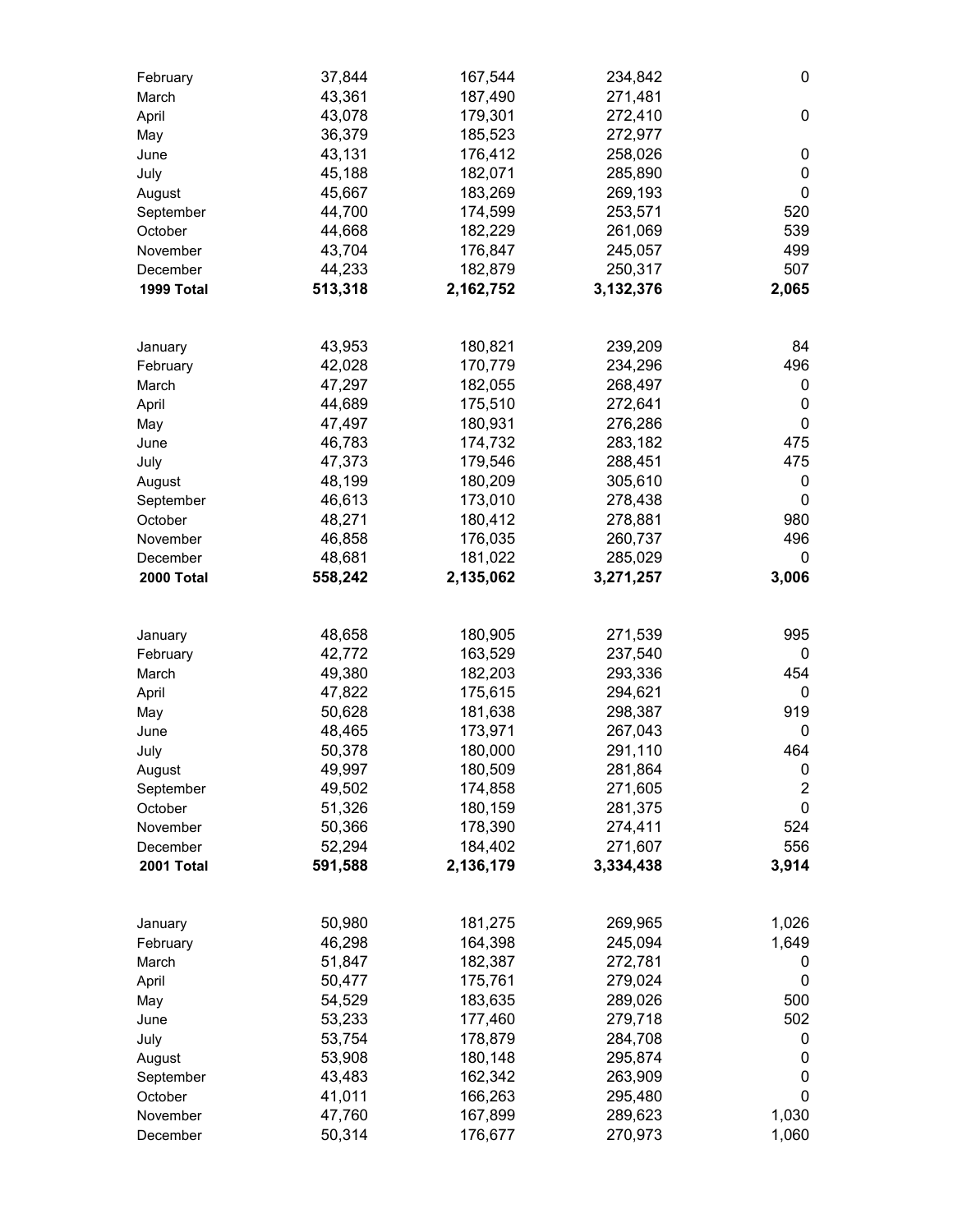|  |  |  |  |  |
|---|---|---|---|---|
| February | 37,844 | 167,544 | 234,842 | 0 |
| March | 43,361 | 187,490 | 271,481 |  |
| April | 43,078 | 179,301 | 272,410 | 0 |
| May | 36,379 | 185,523 | 272,977 |  |
| June | 43,131 | 176,412 | 258,026 | 0 |
| July | 45,188 | 182,071 | 285,890 | 0 |
| August | 45,667 | 183,269 | 269,193 | 0 |
| September | 44,700 | 174,599 | 253,571 | 520 |
| October | 44,668 | 182,229 | 261,069 | 539 |
| November | 43,704 | 176,847 | 245,057 | 499 |
| December | 44,233 | 182,879 | 250,317 | 507 |
| **1999 Total** | **513,318** | **2,162,752** | **3,132,376** | **2,065** |
|  |  |  |  |  |
| January | 43,953 | 180,821 | 239,209 | 84 |
| February | 42,028 | 170,779 | 234,296 | 496 |
| March | 47,297 | 182,055 | 268,497 | 0 |
| April | 44,689 | 175,510 | 272,641 | 0 |
| May | 47,497 | 180,931 | 276,286 | 0 |
| June | 46,783 | 174,732 | 283,182 | 475 |
| July | 47,373 | 179,546 | 288,451 | 475 |
| August | 48,199 | 180,209 | 305,610 | 0 |
| September | 46,613 | 173,010 | 278,438 | 0 |
| October | 48,271 | 180,412 | 278,881 | 980 |
| November | 46,858 | 176,035 | 260,737 | 496 |
| December | 48,681 | 181,022 | 285,029 | 0 |
| **2000 Total** | **558,242** | **2,135,062** | **3,271,257** | **3,006** |
|  |  |  |  |  |
| January | 48,658 | 180,905 | 271,539 | 995 |
| February | 42,772 | 163,529 | 237,540 | 0 |
| March | 49,380 | 182,203 | 293,336 | 454 |
| April | 47,822 | 175,615 | 294,621 | 0 |
| May | 50,628 | 181,638 | 298,387 | 919 |
| June | 48,465 | 173,971 | 267,043 | 0 |
| July | 50,378 | 180,000 | 291,110 | 464 |
| August | 49,997 | 180,509 | 281,864 | 0 |
| September | 49,502 | 174,858 | 271,605 | 2 |
| October | 51,326 | 180,159 | 281,375 | 0 |
| November | 50,366 | 178,390 | 274,411 | 524 |
| December | 52,294 | 184,402 | 271,607 | 556 |
| **2001 Total** | **591,588** | **2,136,179** | **3,334,438** | **3,914** |
|  |  |  |  |  |
| January | 50,980 | 181,275 | 269,965 | 1,026 |
| February | 46,298 | 164,398 | 245,094 | 1,649 |
| March | 51,847 | 182,387 | 272,781 | 0 |
| April | 50,477 | 175,761 | 279,024 | 0 |
| May | 54,529 | 183,635 | 289,026 | 500 |
| June | 53,233 | 177,460 | 279,718 | 502 |
| July | 53,754 | 178,879 | 284,708 | 0 |
| August | 53,908 | 180,148 | 295,874 | 0 |
| September | 43,483 | 162,342 | 263,909 | 0 |
| October | 41,011 | 166,263 | 295,480 | 0 |
| November | 47,760 | 167,899 | 289,623 | 1,030 |
| December | 50,314 | 176,677 | 270,973 | 1,060 |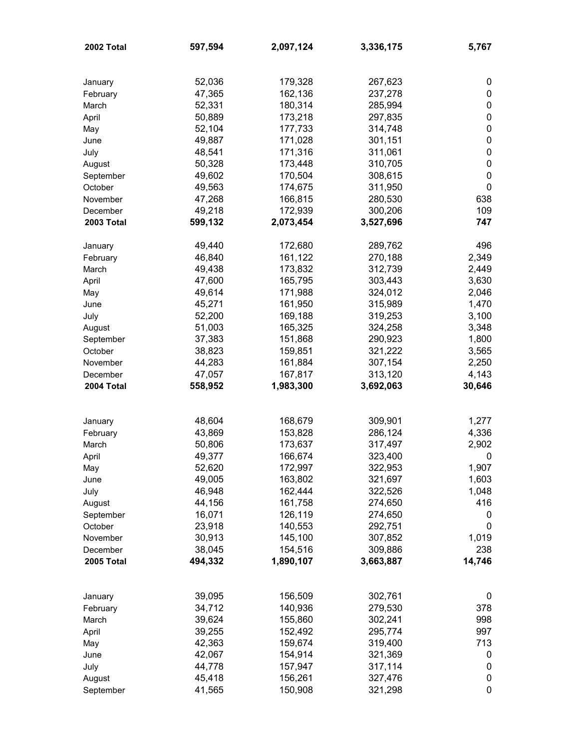| | | | | |
|---|---|---|---|---|
| **2002 Total** | **597,594** | **2,097,124** | **3,336,175** | **5,767** |
| | | | | |
| January | 52,036 | 179,328 | 267,623 | 0 |
| February | 47,365 | 162,136 | 237,278 | 0 |
| March | 52,331 | 180,314 | 285,994 | 0 |
| April | 50,889 | 173,218 | 297,835 | 0 |
| May | 52,104 | 177,733 | 314,748 | 0 |
| June | 49,887 | 171,028 | 301,151 | 0 |
| July | 48,541 | 171,316 | 311,061 | 0 |
| August | 50,328 | 173,448 | 310,705 | 0 |
| September | 49,602 | 170,504 | 308,615 | 0 |
| October | 49,563 | 174,675 | 311,950 | 0 |
| November | 47,268 | 166,815 | 280,530 | 638 |
| December | 49,218 | 172,939 | 300,206 | 109 |
| **2003 Total** | **599,132** | **2,073,454** | **3,527,696** | **747** |
| | | | | |
| January | 49,440 | 172,680 | 289,762 | 496 |
| February | 46,840 | 161,122 | 270,188 | 2,349 |
| March | 49,438 | 173,832 | 312,739 | 2,449 |
| April | 47,600 | 165,795 | 303,443 | 3,630 |
| May | 49,614 | 171,988 | 324,012 | 2,046 |
| June | 45,271 | 161,950 | 315,989 | 1,470 |
| July | 52,200 | 169,188 | 319,253 | 3,100 |
| August | 51,003 | 165,325 | 324,258 | 3,348 |
| September | 37,383 | 151,868 | 290,923 | 1,800 |
| October | 38,823 | 159,851 | 321,222 | 3,565 |
| November | 44,283 | 161,884 | 307,154 | 2,250 |
| December | 47,057 | 167,817 | 313,120 | 4,143 |
| **2004 Total** | **558,952** | **1,983,300** | **3,692,063** | **30,646** |
| | | | | |
| January | 48,604 | 168,679 | 309,901 | 1,277 |
| February | 43,869 | 153,828 | 286,124 | 4,336 |
| March | 50,806 | 173,637 | 317,497 | 2,902 |
| April | 49,377 | 166,674 | 323,400 | 0 |
| May | 52,620 | 172,997 | 322,953 | 1,907 |
| June | 49,005 | 163,802 | 321,697 | 1,603 |
| July | 46,948 | 162,444 | 322,526 | 1,048 |
| August | 44,156 | 161,758 | 274,650 | 416 |
| September | 16,071 | 126,119 | 274,650 | 0 |
| October | 23,918 | 140,553 | 292,751 | 0 |
| November | 30,913 | 145,100 | 307,852 | 1,019 |
| December | 38,045 | 154,516 | 309,886 | 238 |
| **2005 Total** | **494,332** | **1,890,107** | **3,663,887** | **14,746** |
| | | | | |
| January | 39,095 | 156,509 | 302,761 | 0 |
| February | 34,712 | 140,936 | 279,530 | 378 |
| March | 39,624 | 155,860 | 302,241 | 998 |
| April | 39,255 | 152,492 | 295,774 | 997 |
| May | 42,363 | 159,674 | 319,400 | 713 |
| June | 42,067 | 154,914 | 321,369 | 0 |
| July | 44,778 | 157,947 | 317,114 | 0 |
| August | 45,418 | 156,261 | 327,476 | 0 |
| September | 41,565 | 150,908 | 321,298 | 0 |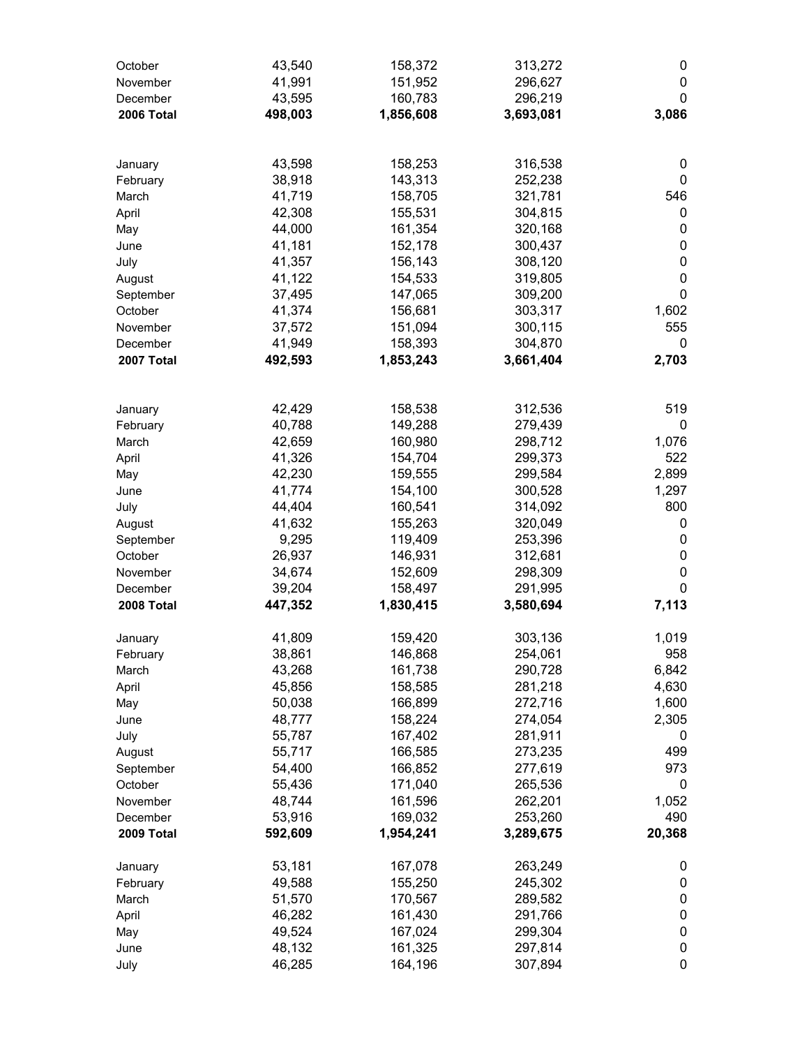| | | | | |
|---|---|---|---|---|
| October | 43,540 | 158,372 | 313,272 | 0 |
| November | 41,991 | 151,952 | 296,627 | 0 |
| December | 43,595 | 160,783 | 296,219 | 0 |
| **2006 Total** | **498,003** | **1,856,608** | **3,693,081** | **3,086** |
| | | | | |
| January | 43,598 | 158,253 | 316,538 | 0 |
| February | 38,918 | 143,313 | 252,238 | 0 |
| March | 41,719 | 158,705 | 321,781 | 546 |
| April | 42,308 | 155,531 | 304,815 | 0 |
| May | 44,000 | 161,354 | 320,168 | 0 |
| June | 41,181 | 152,178 | 300,437 | 0 |
| July | 41,357 | 156,143 | 308,120 | 0 |
| August | 41,122 | 154,533 | 319,805 | 0 |
| September | 37,495 | 147,065 | 309,200 | 0 |
| October | 41,374 | 156,681 | 303,317 | 1,602 |
| November | 37,572 | 151,094 | 300,115 | 555 |
| December | 41,949 | 158,393 | 304,870 | 0 |
| **2007 Total** | **492,593** | **1,853,243** | **3,661,404** | **2,703** |
| | | | | |
| January | 42,429 | 158,538 | 312,536 | 519 |
| February | 40,788 | 149,288 | 279,439 | 0 |
| March | 42,659 | 160,980 | 298,712 | 1,076 |
| April | 41,326 | 154,704 | 299,373 | 522 |
| May | 42,230 | 159,555 | 299,584 | 2,899 |
| June | 41,774 | 154,100 | 300,528 | 1,297 |
| July | 44,404 | 160,541 | 314,092 | 800 |
| August | 41,632 | 155,263 | 320,049 | 0 |
| September | 9,295 | 119,409 | 253,396 | 0 |
| October | 26,937 | 146,931 | 312,681 | 0 |
| November | 34,674 | 152,609 | 298,309 | 0 |
| December | 39,204 | 158,497 | 291,995 | 0 |
| **2008 Total** | **447,352** | **1,830,415** | **3,580,694** | **7,113** |
| | | | | |
| January | 41,809 | 159,420 | 303,136 | 1,019 |
| February | 38,861 | 146,868 | 254,061 | 958 |
| March | 43,268 | 161,738 | 290,728 | 6,842 |
| April | 45,856 | 158,585 | 281,218 | 4,630 |
| May | 50,038 | 166,899 | 272,716 | 1,600 |
| June | 48,777 | 158,224 | 274,054 | 2,305 |
| July | 55,787 | 167,402 | 281,911 | 0 |
| August | 55,717 | 166,585 | 273,235 | 499 |
| September | 54,400 | 166,852 | 277,619 | 973 |
| October | 55,436 | 171,040 | 265,536 | 0 |
| November | 48,744 | 161,596 | 262,201 | 1,052 |
| December | 53,916 | 169,032 | 253,260 | 490 |
| **2009 Total** | **592,609** | **1,954,241** | **3,289,675** | **20,368** |
| | | | | |
| January | 53,181 | 167,078 | 263,249 | 0 |
| February | 49,588 | 155,250 | 245,302 | 0 |
| March | 51,570 | 170,567 | 289,582 | 0 |
| April | 46,282 | 161,430 | 291,766 | 0 |
| May | 49,524 | 167,024 | 299,304 | 0 |
| June | 48,132 | 161,325 | 297,814 | 0 |
| July | 46,285 | 164,196 | 307,894 | 0 |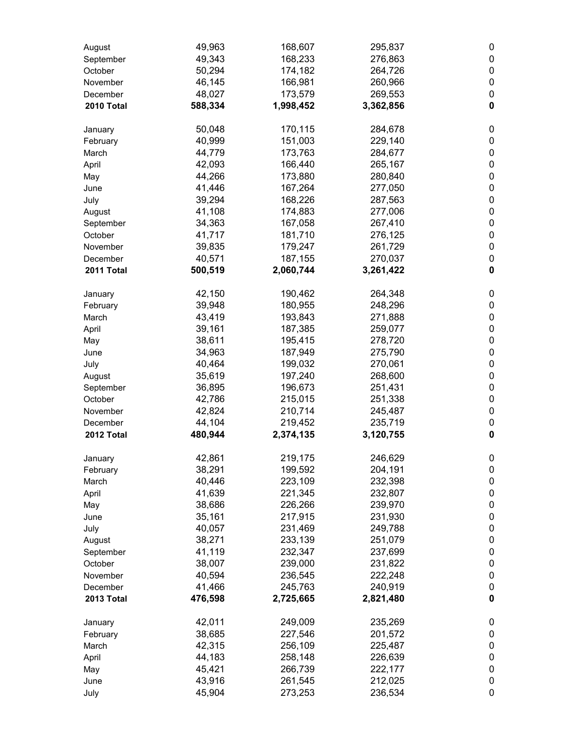| | | | | |
|---|---|---|---|---|
| August | 49,963 | 168,607 | 295,837 | 0 |
| September | 49,343 | 168,233 | 276,863 | 0 |
| October | 50,294 | 174,182 | 264,726 | 0 |
| November | 46,145 | 166,981 | 260,966 | 0 |
| December | 48,027 | 173,579 | 269,553 | 0 |
| **2010 Total** | **588,334** | **1,998,452** | **3,362,856** | **0** |
| | | | | |
| January | 50,048 | 170,115 | 284,678 | 0 |
| February | 40,999 | 151,003 | 229,140 | 0 |
| March | 44,779 | 173,763 | 284,677 | 0 |
| April | 42,093 | 166,440 | 265,167 | 0 |
| May | 44,266 | 173,880 | 280,840 | 0 |
| June | 41,446 | 167,264 | 277,050 | 0 |
| July | 39,294 | 168,226 | 287,563 | 0 |
| August | 41,108 | 174,883 | 277,006 | 0 |
| September | 34,363 | 167,058 | 267,410 | 0 |
| October | 41,717 | 181,710 | 276,125 | 0 |
| November | 39,835 | 179,247 | 261,729 | 0 |
| December | 40,571 | 187,155 | 270,037 | 0 |
| **2011 Total** | **500,519** | **2,060,744** | **3,261,422** | **0** |
| | | | | |
| January | 42,150 | 190,462 | 264,348 | 0 |
| February | 39,948 | 180,955 | 248,296 | 0 |
| March | 43,419 | 193,843 | 271,888 | 0 |
| April | 39,161 | 187,385 | 259,077 | 0 |
| May | 38,611 | 195,415 | 278,720 | 0 |
| June | 34,963 | 187,949 | 275,790 | 0 |
| July | 40,464 | 199,032 | 270,061 | 0 |
| August | 35,619 | 197,240 | 268,600 | 0 |
| September | 36,895 | 196,673 | 251,431 | 0 |
| October | 42,786 | 215,015 | 251,338 | 0 |
| November | 42,824 | 210,714 | 245,487 | 0 |
| December | 44,104 | 219,452 | 235,719 | 0 |
| **2012 Total** | **480,944** | **2,374,135** | **3,120,755** | **0** |
| | | | | |
| January | 42,861 | 219,175 | 246,629 | 0 |
| February | 38,291 | 199,592 | 204,191 | 0 |
| March | 40,446 | 223,109 | 232,398 | 0 |
| April | 41,639 | 221,345 | 232,807 | 0 |
| May | 38,686 | 226,266 | 239,970 | 0 |
| June | 35,161 | 217,915 | 231,930 | 0 |
| July | 40,057 | 231,469 | 249,788 | 0 |
| August | 38,271 | 233,139 | 251,079 | 0 |
| September | 41,119 | 232,347 | 237,699 | 0 |
| October | 38,007 | 239,000 | 231,822 | 0 |
| November | 40,594 | 236,545 | 222,248 | 0 |
| December | 41,466 | 245,763 | 240,919 | 0 |
| **2013 Total** | **476,598** | **2,725,665** | **2,821,480** | **0** |
| | | | | |
| January | 42,011 | 249,009 | 235,269 | 0 |
| February | 38,685 | 227,546 | 201,572 | 0 |
| March | 42,315 | 256,109 | 225,487 | 0 |
| April | 44,183 | 258,148 | 226,639 | 0 |
| May | 45,421 | 266,739 | 222,177 | 0 |
| June | 43,916 | 261,545 | 212,025 | 0 |
| July | 45,904 | 273,253 | 236,534 | 0 |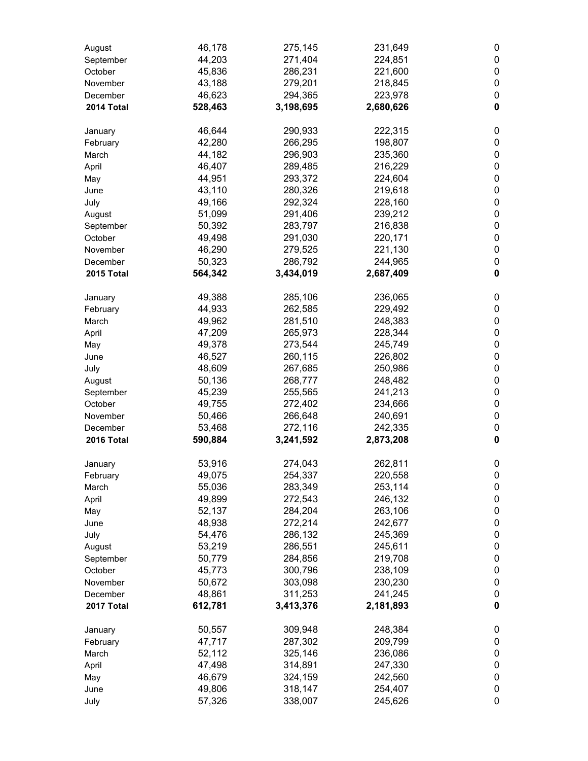| | | | | |
|---|---|---|---|---|
| August | 46,178 | 275,145 | 231,649 | 0 |
| September | 44,203 | 271,404 | 224,851 | 0 |
| October | 45,836 | 286,231 | 221,600 | 0 |
| November | 43,188 | 279,201 | 218,845 | 0 |
| December | 46,623 | 294,365 | 223,978 | 0 |
| **2014 Total** | **528,463** | **3,198,695** | **2,680,626** | **0** |
| | | | | |
| January | 46,644 | 290,933 | 222,315 | 0 |
| February | 42,280 | 266,295 | 198,807 | 0 |
| March | 44,182 | 296,903 | 235,360 | 0 |
| April | 46,407 | 289,485 | 216,229 | 0 |
| May | 44,951 | 293,372 | 224,604 | 0 |
| June | 43,110 | 280,326 | 219,618 | 0 |
| July | 49,166 | 292,324 | 228,160 | 0 |
| August | 51,099 | 291,406 | 239,212 | 0 |
| September | 50,392 | 283,797 | 216,838 | 0 |
| October | 49,498 | 291,030 | 220,171 | 0 |
| November | 46,290 | 279,525 | 221,130 | 0 |
| December | 50,323 | 286,792 | 244,965 | 0 |
| **2015 Total** | **564,342** | **3,434,019** | **2,687,409** | **0** |
| | | | | |
| January | 49,388 | 285,106 | 236,065 | 0 |
| February | 44,933 | 262,585 | 229,492 | 0 |
| March | 49,962 | 281,510 | 248,383 | 0 |
| April | 47,209 | 265,973 | 228,344 | 0 |
| May | 49,378 | 273,544 | 245,749 | 0 |
| June | 46,527 | 260,115 | 226,802 | 0 |
| July | 48,609 | 267,685 | 250,986 | 0 |
| August | 50,136 | 268,777 | 248,482 | 0 |
| September | 45,239 | 255,565 | 241,213 | 0 |
| October | 49,755 | 272,402 | 234,666 | 0 |
| November | 50,466 | 266,648 | 240,691 | 0 |
| December | 53,468 | 272,116 | 242,335 | 0 |
| **2016 Total** | **590,884** | **3,241,592** | **2,873,208** | **0** |
| | | | | |
| January | 53,916 | 274,043 | 262,811 | 0 |
| February | 49,075 | 254,337 | 220,558 | 0 |
| March | 55,036 | 283,349 | 253,114 | 0 |
| April | 49,899 | 272,543 | 246,132 | 0 |
| May | 52,137 | 284,204 | 263,106 | 0 |
| June | 48,938 | 272,214 | 242,677 | 0 |
| July | 54,476 | 286,132 | 245,369 | 0 |
| August | 53,219 | 286,551 | 245,611 | 0 |
| September | 50,779 | 284,856 | 219,708 | 0 |
| October | 45,773 | 300,796 | 238,109 | 0 |
| November | 50,672 | 303,098 | 230,230 | 0 |
| December | 48,861 | 311,253 | 241,245 | 0 |
| **2017 Total** | **612,781** | **3,413,376** | **2,181,893** | **0** |
| | | | | |
| January | 50,557 | 309,948 | 248,384 | 0 |
| February | 47,717 | 287,302 | 209,799 | 0 |
| March | 52,112 | 325,146 | 236,086 | 0 |
| April | 47,498 | 314,891 | 247,330 | 0 |
| May | 46,679 | 324,159 | 242,560 | 0 |
| June | 49,806 | 318,147 | 254,407 | 0 |
| July | 57,326 | 338,007 | 245,626 | 0 |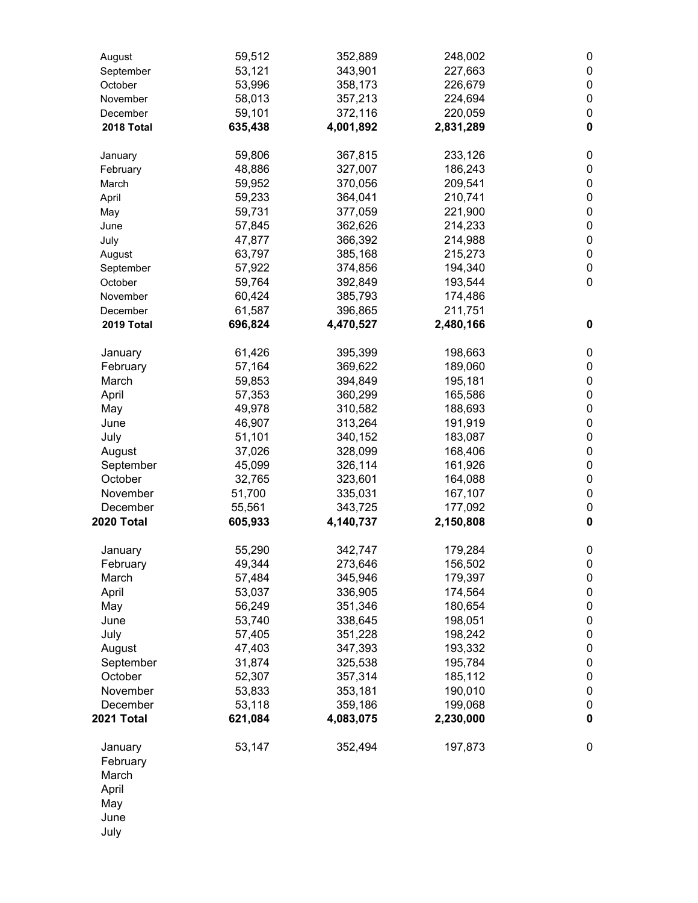| | | | | |
|---|---|---|---|---|
| August | 59,512 | 352,889 | 248,002 | 0 |
| September | 53,121 | 343,901 | 227,663 | 0 |
| October | 53,996 | 358,173 | 226,679 | 0 |
| November | 58,013 | 357,213 | 224,694 | 0 |
| December | 59,101 | 372,116 | 220,059 | 0 |
| **2018 Total** | **635,438** | **4,001,892** | **2,831,289** | **0** |
| | | | | |
| January | 59,806 | 367,815 | 233,126 | 0 |
| February | 48,886 | 327,007 | 186,243 | 0 |
| March | 59,952 | 370,056 | 209,541 | 0 |
| April | 59,233 | 364,041 | 210,741 | 0 |
| May | 59,731 | 377,059 | 221,900 | 0 |
| June | 57,845 | 362,626 | 214,233 | 0 |
| July | 47,877 | 366,392 | 214,988 | 0 |
| August | 63,797 | 385,168 | 215,273 | 0 |
| September | 57,922 | 374,856 | 194,340 | 0 |
| October | 59,764 | 392,849 | 193,544 | 0 |
| November | 60,424 | 385,793 | 174,486 | |
| December | 61,587 | 396,865 | 211,751 | |
| **2019 Total** | **696,824** | **4,470,527** | **2,480,166** | **0** |
| | | | | |
| January | 61,426 | 395,399 | 198,663 | 0 |
| February | 57,164 | 369,622 | 189,060 | 0 |
| March | 59,853 | 394,849 | 195,181 | 0 |
| April | 57,353 | 360,299 | 165,586 | 0 |
| May | 49,978 | 310,582 | 188,693 | 0 |
| June | 46,907 | 313,264 | 191,919 | 0 |
| July | 51,101 | 340,152 | 183,087 | 0 |
| August | 37,026 | 328,099 | 168,406 | 0 |
| September | 45,099 | 326,114 | 161,926 | 0 |
| October | 32,765 | 323,601 | 164,088 | 0 |
| November | 51,700 | 335,031 | 167,107 | 0 |
| December | 55,561 | 343,725 | 177,092 | 0 |
| **2020 Total** | **605,933** | **4,140,737** | **2,150,808** | **0** |
| | | | | |
| January | 55,290 | 342,747 | 179,284 | 0 |
| February | 49,344 | 273,646 | 156,502 | 0 |
| March | 57,484 | 345,946 | 179,397 | 0 |
| April | 53,037 | 336,905 | 174,564 | 0 |
| May | 56,249 | 351,346 | 180,654 | 0 |
| June | 53,740 | 338,645 | 198,051 | 0 |
| July | 57,405 | 351,228 | 198,242 | 0 |
| August | 47,403 | 347,393 | 193,332 | 0 |
| September | 31,874 | 325,538 | 195,784 | 0 |
| October | 52,307 | 357,314 | 185,112 | 0 |
| November | 53,833 | 353,181 | 190,010 | 0 |
| December | 53,118 | 359,186 | 199,068 | 0 |
| **2021 Total** | **621,084** | **4,083,075** | **2,230,000** | **0** |
| | | | | |
| January | 53,147 | 352,494 | 197,873 | 0 |
| February | | | | |
| March | | | | |
| April | | | | |
| May | | | | |
| June | | | | |
| July | | | | |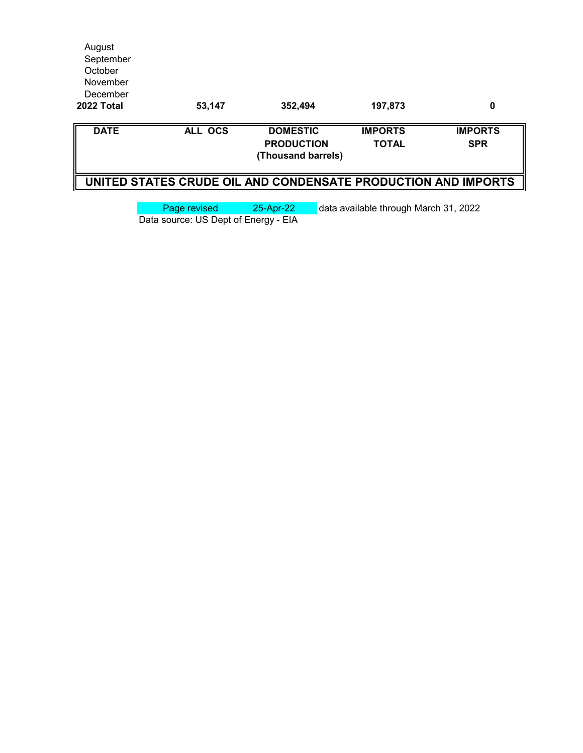| | | | | |
|---|---|---|---|---|
| August | | | | |
| September | | | | |
| October | | | | |
| November | | | | |
| December | | | | |
| **2022 Total** | **53,147** | **352,494** | **197,873** | **0** |
| **DATE** | **ALL OCS** | **DOMESTIC PRODUCTION (Thousand barrels)** | **IMPORTS TOTAL** | **IMPORTS SPR** |

## UNITED STATES CRUDE OIL AND CONDENSATE PRODUCTION AND IMPORTS

Page revised 25-Apr-22 data available through March 31, 2022

Data source: US Dept of Energy - EIA